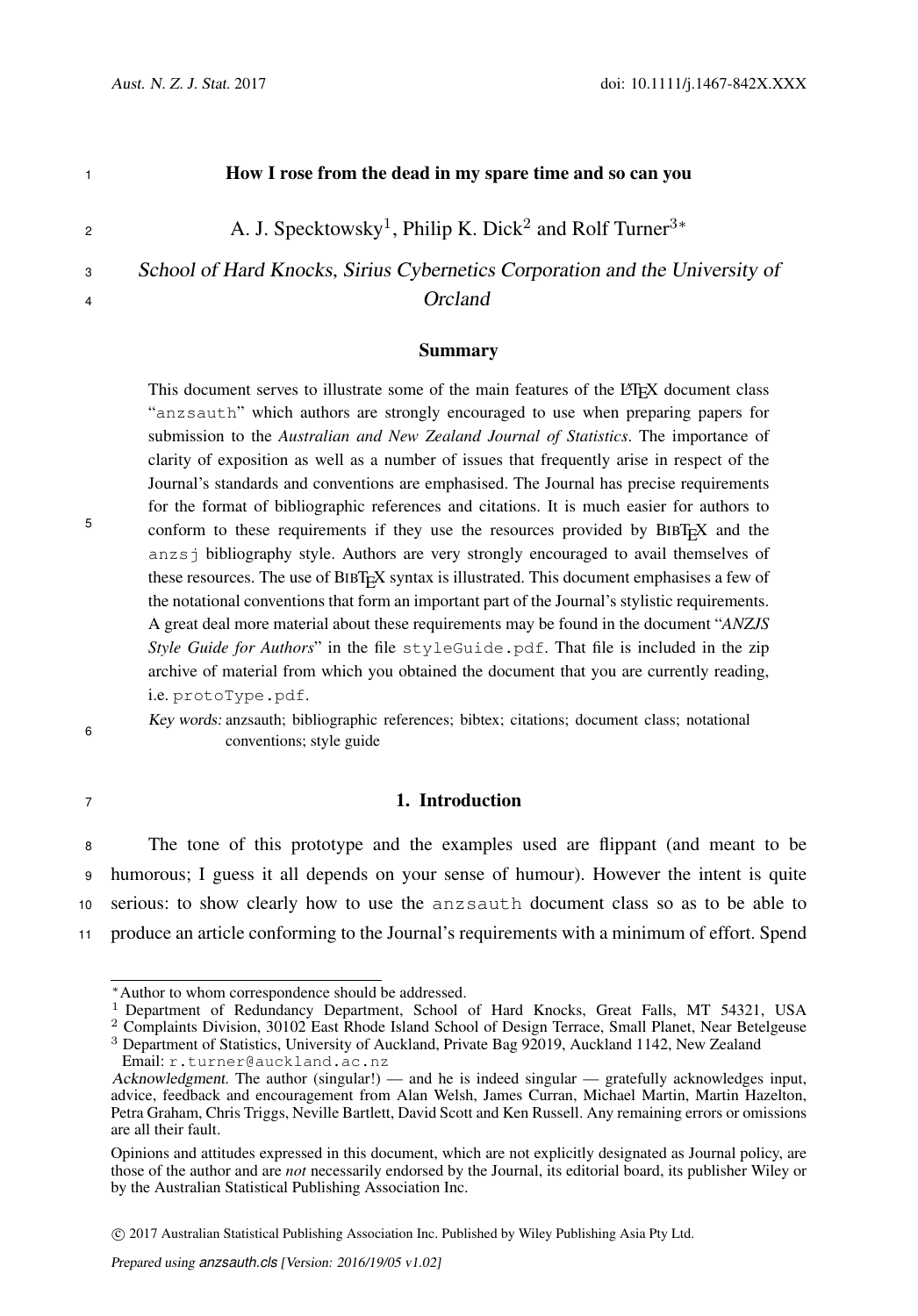# How I rose from the dead in my spare time and so can you

A. J. Specktowsky[1], Philip K. Dick[2] and Rolf Turner[3*]

*School of Hard Knocks, Sirius Cybernetics Corporation and the University of Orcland*

## Summary

This document serves to illustrate some of the main features of the LaTeX document class "anzsauth" which authors are strongly encouraged to use when preparing papers for submission to the *Australian and New Zealand Journal of Statistics*. The importance of clarity of exposition as well as a number of issues that frequently arise in respect of the Journal's standards and conventions are emphasised. The Journal has precise requirements for the format of bibliographic references and citations. It is much easier for authors to conform to these requirements if they use the resources provided by BibTeX and the `anzsj` bibliography style. Authors are very strongly encouraged to avail themselves of these resources. The use of BibTeX syntax is illustrated. This document emphasises a few of the notational conventions that form an important part of the Journal's stylistic requirements. A great deal more material about these requirements may be found in the document "*ANZJS Style Guide for Authors*" in the file `styleGuide.pdf`. That file is included in the zip archive of material from which you obtained the document that you are currently reading, i.e. `protoType.pdf`.

*Key words:* anzsauth; bibliographic references; bibtex; citations; document class; notational conventions; style guide

## 1. Introduction

The tone of this prototype and the examples used are flippant (and meant to be humorous; I guess it all depends on your sense of humour). However the intent is quite serious: to show clearly how to use the `anzsauth` document class so as to be able to produce an article conforming to the Journal's requirements with a minimum of effort. Spend

---

[*] Author to whom correspondence should be addressed.

[1] Department of Redundancy Department, School of Hard Knocks, Great Falls, MT 54321, USA

[2] Complaints Division, 30102 East Rhode Island School of Design Terrace, Small Planet, Near Betelgeuse

[3] Department of Statistics, University of Auckland, Private Bag 92019, Auckland 1142, New Zealand
Email: `r.turner@auckland.ac.nz`

*Acknowledgment.* The author (singular!) — and he is indeed singular — gratefully acknowledges input, advice, feedback and encouragement from Alan Welsh, James Curran, Michael Martin, Martin Hazelton, Petra Graham, Chris Triggs, Neville Bartlett, David Scott and Ken Russell. Any remaining errors or omissions are all their fault.

Opinions and attitudes expressed in this document, which are not explicitly designated as Journal policy, are those of the author and are *not* necessarily endorsed by the Journal, its editorial board, its publisher Wiley or by the Australian Statistical Publishing Association Inc.

© 2017 Australian Statistical Publishing Association Inc. Published by Wiley Publishing Asia Pty Ltd.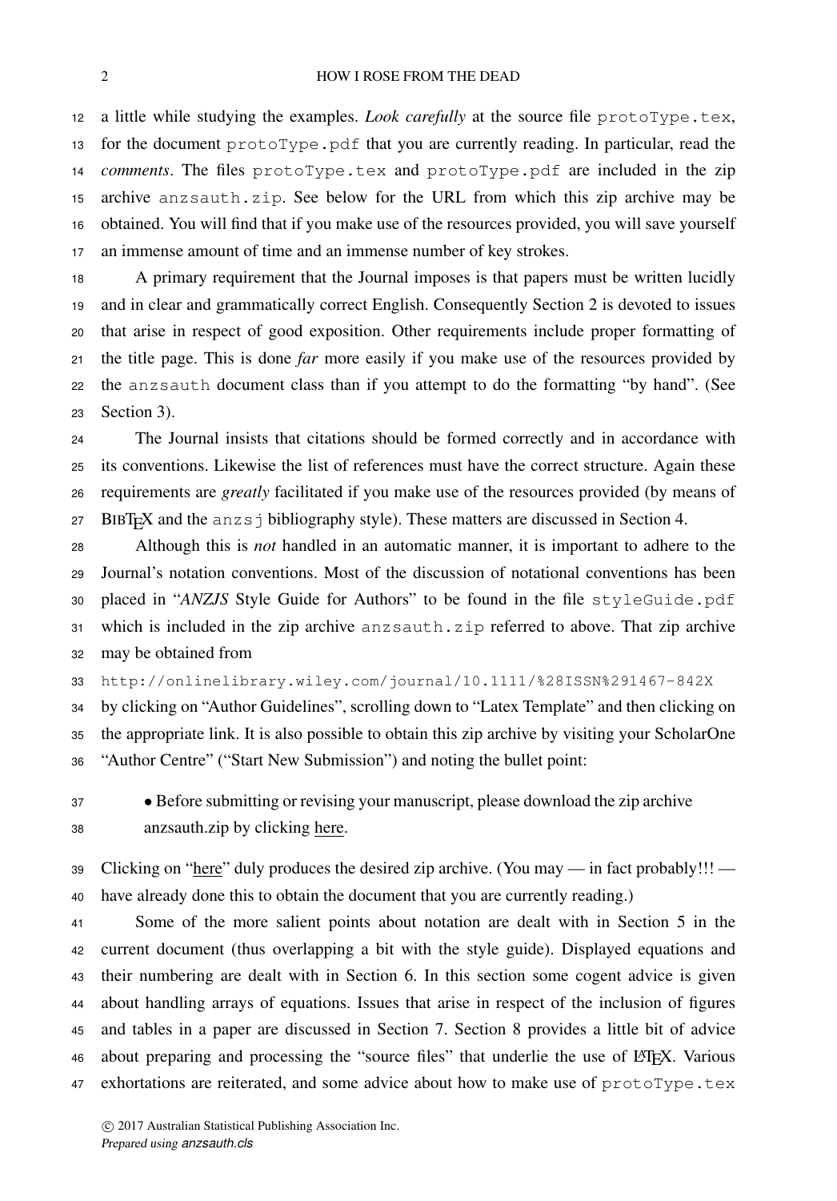a little while studying the examples. *Look carefully* at the source file `protoType.tex`, for the document `protoType.pdf` that you are currently reading. In particular, read the *comments*. The files `protoType.tex` and `protoType.pdf` are included in the zip archive `anzsauth.zip`. See below for the URL from which this zip archive may be obtained. You will find that if you make use of the resources provided, you will save yourself an immense amount of time and an immense number of key strokes.

A primary requirement that the Journal imposes is that papers must be written lucidly and in clear and grammatically correct English. Consequently Section 2 is devoted to issues that arise in respect of good exposition. Other requirements include proper formatting of the title page. This is done *far* more easily if you make use of the resources provided by the `anzsauth` document class than if you attempt to do the formatting “by hand”. (See Section 3).

The Journal insists that citations should be formed correctly and in accordance with its conventions. Likewise the list of references must have the correct structure. Again these requirements are *greatly* facilitated if you make use of the resources provided (by means of BIBTEX and the `anzsj` bibliography style). These matters are discussed in Section 4.

Although this is *not* handled in an automatic manner, it is important to adhere to the Journal’s notation conventions. Most of the discussion of notational conventions has been placed in “*ANZJS* Style Guide for Authors” to be found in the file `styleGuide.pdf` which is included in the zip archive `anzsauth.zip` referred to above. That zip archive may be obtained from

`http://onlinelibrary.wiley.com/journal/10.1111/%28ISSN%291467-842X`

by clicking on “Author Guidelines”, scrolling down to “Latex Template” and then clicking on the appropriate link. It is also possible to obtain this zip archive by visiting your ScholarOne “Author Centre” (“Start New Submission”) and noting the bullet point:

- Before submitting or revising your manuscript, please download the zip archive anzsauth.zip by clicking here.

Clicking on “here” duly produces the desired zip archive. (You may — in fact probably!!! — have already done this to obtain the document that you are currently reading.)

Some of the more salient points about notation are dealt with in Section 5 in the current document (thus overlapping a bit with the style guide). Displayed equations and their numbering are dealt with in Section 6. In this section some cogent advice is given about handling arrays of equations. Issues that arise in respect of the inclusion of figures and tables in a paper are discussed in Section 7. Section 8 provides a little bit of advice about preparing and processing the “source files” that underlie the use of LATEX. Various exhortations are reiterated, and some advice about how to make use of `protoType.tex`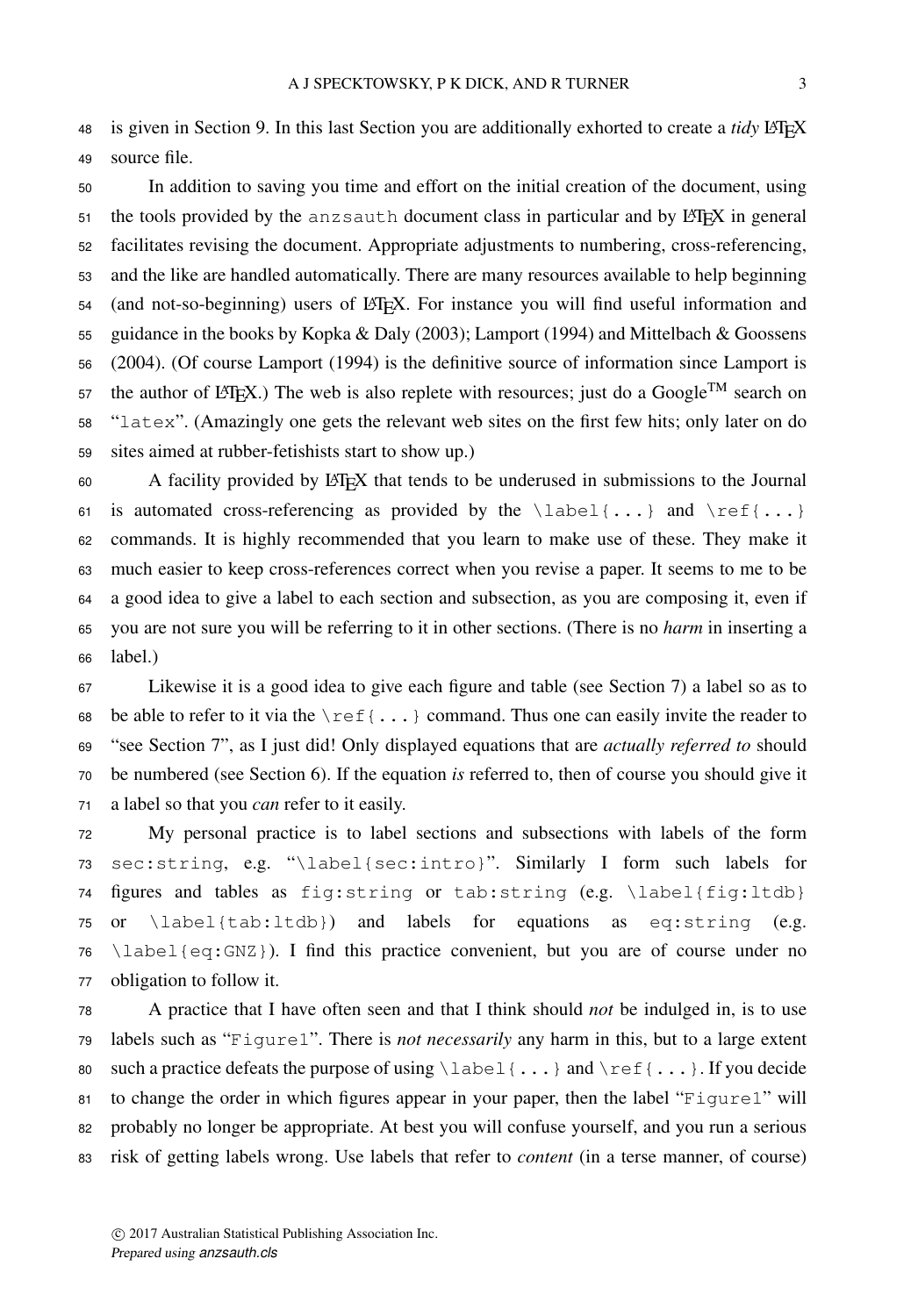is given in Section 9. In this last Section you are additionally exhorted to create a *tidy* LaTeX source file.

In addition to saving you time and effort on the initial creation of the document, using the tools provided by the `anzsauth` document class in particular and by LaTeX in general facilitates revising the document. Appropriate adjustments to numbering, cross-referencing, and the like are handled automatically. There are many resources available to help beginning (and not-so-beginning) users of LaTeX. For instance you will find useful information and guidance in the books by Kopka & Daly (2003); Lamport (1994) and Mittelbach & Goossens (2004). (Of course Lamport (1994) is the definitive source of information since Lamport is the author of LaTeX.) The web is also replete with resources; just do a Google™ search on "`latex`". (Amazingly one gets the relevant web sites on the first few hits; only later on do sites aimed at rubber-fetishists start to show up.)

A facility provided by LaTeX that tends to be underused in submissions to the Journal is automated cross-referencing as provided by the `\label{...}` and `\ref{...}` commands. It is highly recommended that you learn to make use of these. They make it much easier to keep cross-references correct when you revise a paper. It seems to me to be a good idea to give a label to each section and subsection, as you are composing it, even if you are not sure you will be referring to it in other sections. (There is no *harm* in inserting a label.)

Likewise it is a good idea to give each figure and table (see Section 7) a label so as to be able to refer to it via the `\ref{...}` command. Thus one can easily invite the reader to "see Section 7", as I just did! Only displayed equations that are *actually referred to* should be numbered (see Section 6). If the equation *is* referred to, then of course you should give it a label so that you *can* refer to it easily.

My personal practice is to label sections and subsections with labels of the form `sec:string`, e.g. "`\label{sec:intro}`". Similarly I form such labels for figures and tables as `fig:string` or `tab:string` (e.g. `\label{fig:ltdb}` or `\label{tab:ltdb}`) and labels for equations as `eq:string` (e.g. `\label{eq:GNZ}`). I find this practice convenient, but you are of course under no obligation to follow it.

A practice that I have often seen and that I think should *not* be indulged in, is to use labels such as "`Figure1`". There is *not necessarily* any harm in this, but to a large extent such a practice defeats the purpose of using `\label{...}` and `\ref{...}`. If you decide to change the order in which figures appear in your paper, then the label "`Figure1`" will probably no longer be appropriate. At best you will confuse yourself, and you run a serious risk of getting labels wrong. Use labels that refer to *content* (in a terse manner, of course)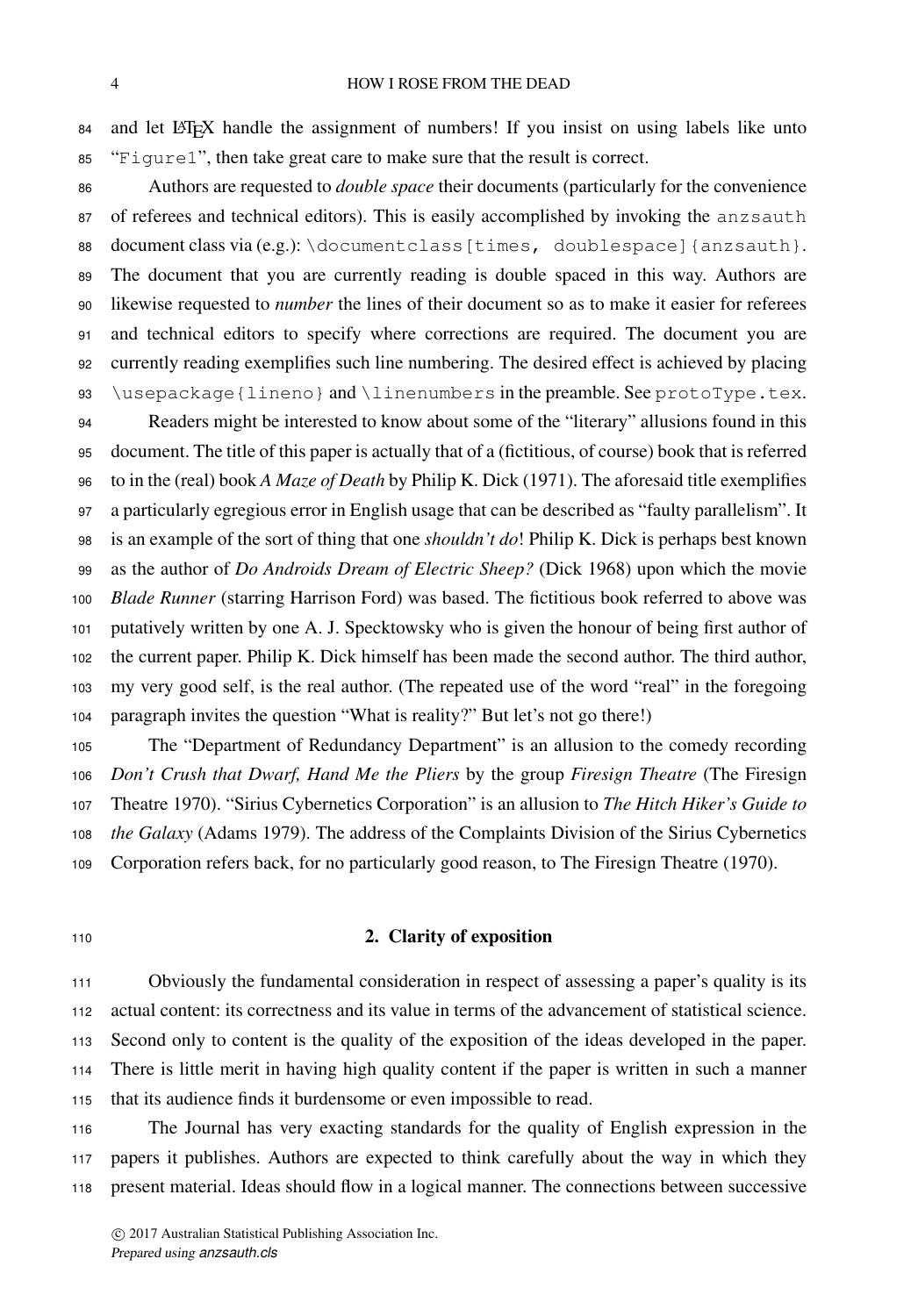and let LaTeX handle the assignment of numbers! If you insist on using labels like unto "`Figure1`", then take great care to make sure that the result is correct.

Authors are requested to *double space* their documents (particularly for the convenience of referees and technical editors). This is easily accomplished by invoking the `anzsauth` document class via (e.g.): `\documentclass[times, doublespace]{anzsauth}`. The document that you are currently reading is double spaced in this way. Authors are likewise requested to *number* the lines of their document so as to make it easier for referees and technical editors to specify where corrections are required. The document you are currently reading exemplifies such line numbering. The desired effect is achieved by placing `\usepackage{lineno}` and `\linenumbers` in the preamble. See `protoType.tex`.

Readers might be interested to know about some of the "literary" allusions found in this document. The title of this paper is actually that of a (fictitious, of course) book that is referred to in the (real) book *A Maze of Death* by Philip K. Dick (1971). The aforesaid title exemplifies a particularly egregious error in English usage that can be described as "faulty parallelism". It is an example of the sort of thing that one *shouldn't do*! Philip K. Dick is perhaps best known as the author of *Do Androids Dream of Electric Sheep?* (Dick 1968) upon which the movie *Blade Runner* (starring Harrison Ford) was based. The fictitious book referred to above was putatively written by one A. J. Specktowsky who is given the honour of being first author of the current paper. Philip K. Dick himself has been made the second author. The third author, my very good self, is the real author. (The repeated use of the word "real" in the foregoing paragraph invites the question "What is reality?" But let's not go there!)

The "Department of Redundancy Department" is an allusion to the comedy recording *Don't Crush that Dwarf, Hand Me the Pliers* by the group *Firesign Theatre* (The Firesign Theatre 1970). "Sirius Cybernetics Corporation" is an allusion to *The Hitch Hiker's Guide to the Galaxy* (Adams 1979). The address of the Complaints Division of the Sirius Cybernetics Corporation refers back, for no particularly good reason, to The Firesign Theatre (1970).

## 2. Clarity of exposition

Obviously the fundamental consideration in respect of assessing a paper's quality is its actual content: its correctness and its value in terms of the advancement of statistical science. Second only to content is the quality of the exposition of the ideas developed in the paper. There is little merit in having high quality content if the paper is written in such a manner that its audience finds it burdensome or even impossible to read.

The Journal has very exacting standards for the quality of English expression in the papers it publishes. Authors are expected to think carefully about the way in which they present material. Ideas should flow in a logical manner. The connections between successive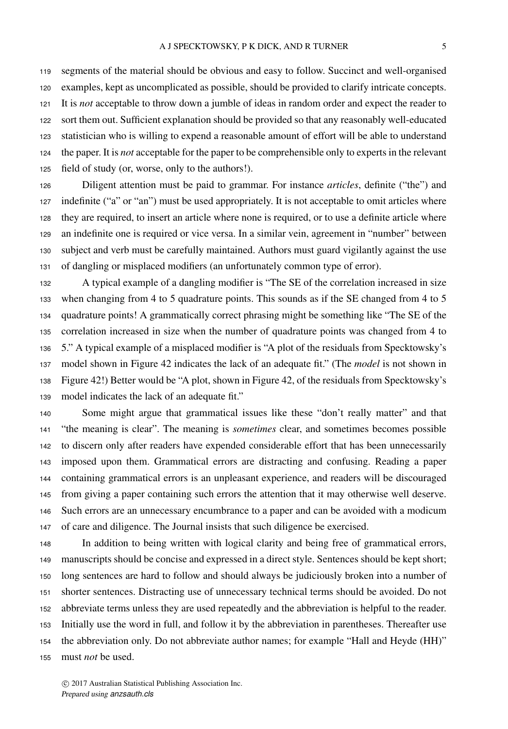segments of the material should be obvious and easy to follow. Succinct and well-organised examples, kept as uncomplicated as possible, should be provided to clarify intricate concepts. It is *not* acceptable to throw down a jumble of ideas in random order and expect the reader to sort them out. Sufficient explanation should be provided so that any reasonably well-educated statistician who is willing to expend a reasonable amount of effort will be able to understand the paper. It is *not* acceptable for the paper to be comprehensible only to experts in the relevant field of study (or, worse, only to the authors!).

Diligent attention must be paid to grammar. For instance *articles*, definite ("the") and indefinite ("a" or "an") must be used appropriately. It is not acceptable to omit articles where they are required, to insert an article where none is required, or to use a definite article where an indefinite one is required or vice versa. In a similar vein, agreement in "number" between subject and verb must be carefully maintained. Authors must guard vigilantly against the use of dangling or misplaced modifiers (an unfortunately common type of error).

A typical example of a dangling modifier is "The SE of the correlation increased in size when changing from 4 to 5 quadrature points. This sounds as if the SE changed from 4 to 5 quadrature points! A grammatically correct phrasing might be something like "The SE of the correlation increased in size when the number of quadrature points was changed from 4 to 5." A typical example of a misplaced modifier is "A plot of the residuals from Specktowsky's model shown in Figure 42 indicates the lack of an adequate fit." (The *model* is not shown in Figure 42!) Better would be "A plot, shown in Figure 42, of the residuals from Specktowsky's model indicates the lack of an adequate fit."

Some might argue that grammatical issues like these "don't really matter" and that "the meaning is clear". The meaning is *sometimes* clear, and sometimes becomes possible to discern only after readers have expended considerable effort that has been unnecessarily imposed upon them. Grammatical errors are distracting and confusing. Reading a paper containing grammatical errors is an unpleasant experience, and readers will be discouraged from giving a paper containing such errors the attention that it may otherwise well deserve. Such errors are an unnecessary encumbrance to a paper and can be avoided with a modicum of care and diligence. The Journal insists that such diligence be exercised.

In addition to being written with logical clarity and being free of grammatical errors, manuscripts should be concise and expressed in a direct style. Sentences should be kept short; long sentences are hard to follow and should always be judiciously broken into a number of shorter sentences. Distracting use of unnecessary technical terms should be avoided. Do not abbreviate terms unless they are used repeatedly and the abbreviation is helpful to the reader. Initially use the word in full, and follow it by the abbreviation in parentheses. Thereafter use the abbreviation only. Do not abbreviate author names; for example "Hall and Heyde (HH)" must *not* be used.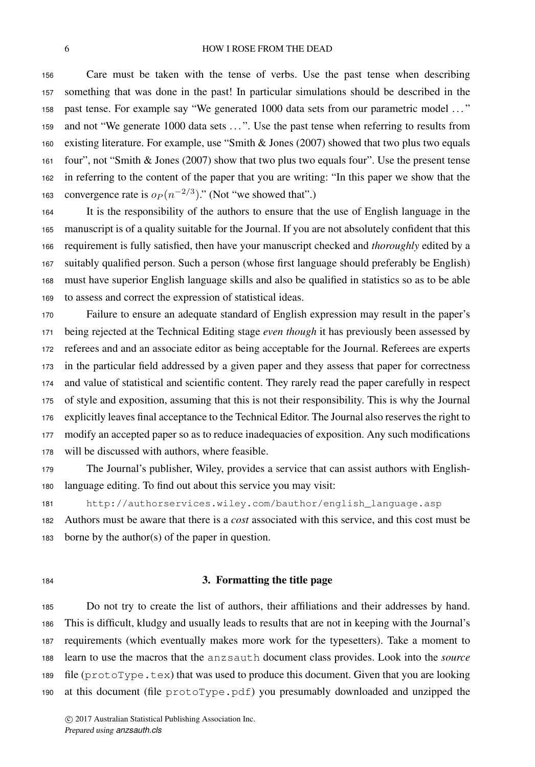Care must be taken with the tense of verbs. Use the past tense when describing something that was done in the past! In particular simulations should be described in the past tense. For example say "We generated 1000 data sets from our parametric model ..." and not "We generate 1000 data sets ...". Use the past tense when referring to results from existing literature. For example, use "Smith & Jones (2007) showed that two plus two equals four", not "Smith & Jones (2007) show that two plus two equals four". Use the present tense in referring to the content of the paper that you are writing: "In this paper we show that the convergence rate is $o_P(n^{-2/3})$." (Not "we showed that".)

It is the responsibility of the authors to ensure that the use of English language in the manuscript is of a quality suitable for the Journal. If you are not absolutely confident that this requirement is fully satisfied, then have your manuscript checked and *thoroughly* edited by a suitably qualified person. Such a person (whose first language should preferably be English) must have superior English language skills and also be qualified in statistics so as to be able to assess and correct the expression of statistical ideas.

Failure to ensure an adequate standard of English expression may result in the paper's being rejected at the Technical Editing stage *even though* it has previously been assessed by referees and and an associate editor as being acceptable for the Journal. Referees are experts in the particular field addressed by a given paper and they assess that paper for correctness and value of statistical and scientific content. They rarely read the paper carefully in respect of style and exposition, assuming that this is not their responsibility. This is why the Journal explicitly leaves final acceptance to the Technical Editor. The Journal also reserves the right to modify an accepted paper so as to reduce inadequacies of exposition. Any such modifications will be discussed with authors, where feasible.

The Journal's publisher, Wiley, provides a service that can assist authors with English-language editing. To find out about this service you may visit:

`http://authorservices.wiley.com/bauthor/english_language.asp`

Authors must be aware that there is a *cost* associated with this service, and this cost must be borne by the author(s) of the paper in question.

## 3. Formatting the title page

Do not try to create the list of authors, their affiliations and their addresses by hand. This is difficult, kludgy and usually leads to results that are not in keeping with the Journal's requirements (which eventually makes more work for the typesetters). Take a moment to learn to use the macros that the `anzsauth` document class provides. Look into the *source* file (`protoType.tex`) that was used to produce this document. Given that you are looking at this document (file `protoType.pdf`) you presumably downloaded and unzipped the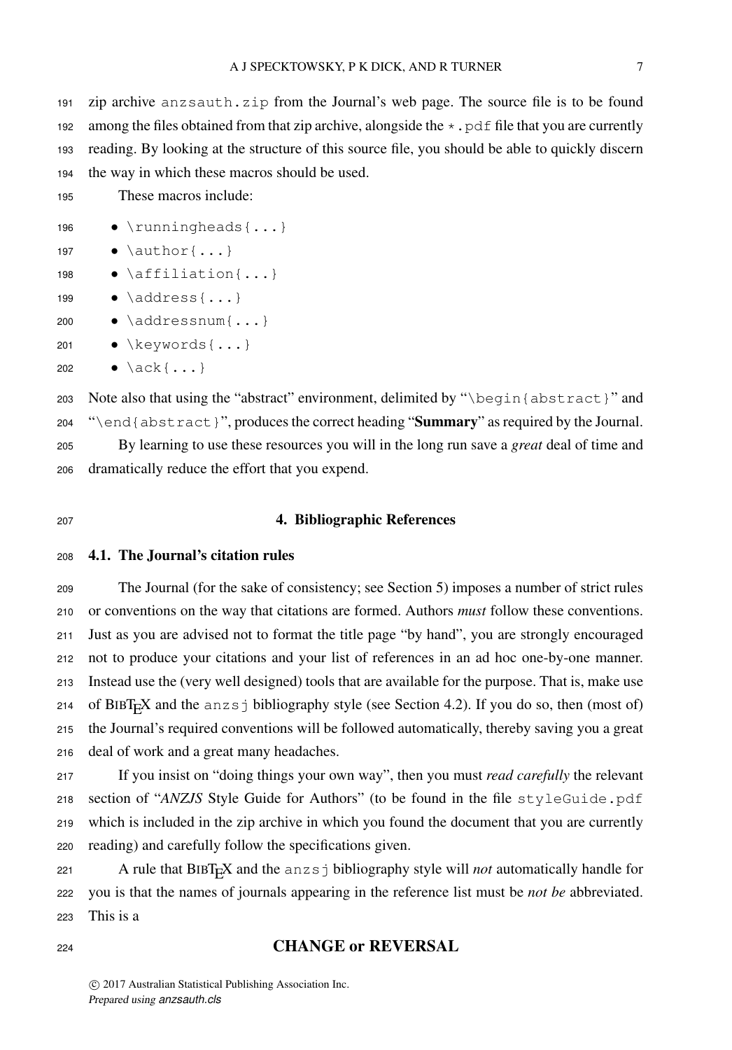zip archive `anzsauth.zip` from the Journal's web page. The source file is to be found among the files obtained from that zip archive, alongside the `*.pdf` file that you are currently reading. By looking at the structure of this source file, you should be able to quickly discern the way in which these macros should be used.

These macros include:

- `\runningheads{...}`
- `\author{...}`
- `\affiliation{...}`
- `\address{...}`
- `\addressnum{...}`
- `\keywords{...}`
- `\ack{...}`

Note also that using the "abstract" environment, delimited by "`\begin{abstract}`" and "`\end{abstract}`", produces the correct heading "**Summary**" as required by the Journal.

By learning to use these resources you will in the long run save a *great* deal of time and dramatically reduce the effort that you expend.

## 4. Bibliographic References

### 4.1. The Journal's citation rules

The Journal (for the sake of consistency; see Section 5) imposes a number of strict rules or conventions on the way that citations are formed. Authors *must* follow these conventions. Just as you are advised not to format the title page "by hand", you are strongly encouraged not to produce your citations and your list of references in an ad hoc one-by-one manner. Instead use the (very well designed) tools that are available for the purpose. That is, make use of BibTeX and the `anzsj` bibliography style (see Section 4.2). If you do so, then (most of) the Journal's required conventions will be followed automatically, thereby saving you a great deal of work and a great many headaches.

If you insist on "doing things your own way", then you must *read carefully* the relevant section of "*ANZJS* Style Guide for Authors" (to be found in the file `styleGuide.pdf` which is included in the zip archive in which you found the document that you are currently reading) and carefully follow the specifications given.

A rule that BibTeX and the `anzsj` bibliography style will *not* automatically handle for you is that the names of journals appearing in the reference list must be *not be* abbreviated. This is a

**CHANGE or REVERSAL**

© 2017 Australian Statistical Publishing Association Inc.
*Prepared using anzsauth.cls*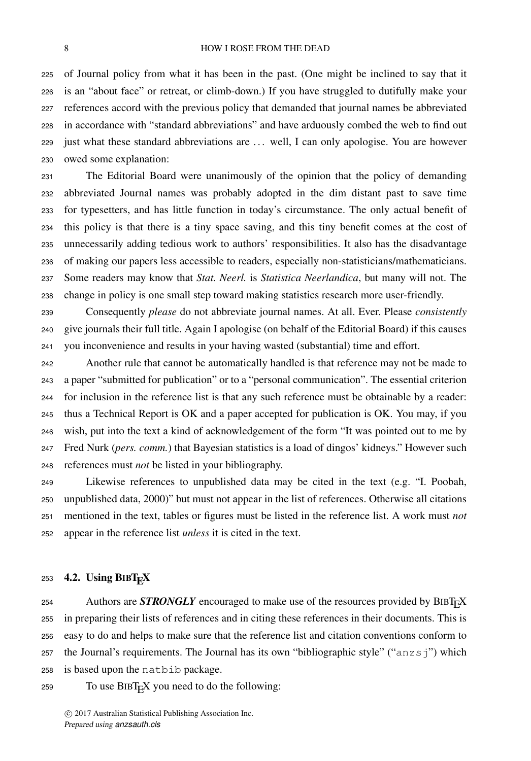of Journal policy from what it has been in the past. (One might be inclined to say that it is an "about face" or retreat, or climb-down.) If you have struggled to dutifully make your references accord with the previous policy that demanded that journal names be abbreviated in accordance with "standard abbreviations" and have arduously combed the web to find out just what these standard abbreviations are … well, I can only apologise. You are however owed some explanation:

The Editorial Board were unanimously of the opinion that the policy of demanding abbreviated Journal names was probably adopted in the dim distant past to save time for typesetters, and has little function in today's circumstance. The only actual benefit of this policy is that there is a tiny space saving, and this tiny benefit comes at the cost of unnecessarily adding tedious work to authors' responsibilities. It also has the disadvantage of making our papers less accessible to readers, especially non-statisticians/mathematicians. Some readers may know that *Stat. Neerl.* is *Statistica Neerlandica*, but many will not. The change in policy is one small step toward making statistics research more user-friendly.

Consequently *please* do not abbreviate journal names. At all. Ever. Please *consistently* give journals their full title. Again I apologise (on behalf of the Editorial Board) if this causes you inconvenience and results in your having wasted (substantial) time and effort.

Another rule that cannot be automatically handled is that reference may not be made to a paper "submitted for publication" or to a "personal communication". The essential criterion for inclusion in the reference list is that any such reference must be obtainable by a reader: thus a Technical Report is OK and a paper accepted for publication is OK. You may, if you wish, put into the text a kind of acknowledgement of the form "It was pointed out to me by Fred Nurk (*pers. comm.*) that Bayesian statistics is a load of dingos' kidneys." However such references must *not* be listed in your bibliography.

Likewise references to unpublished data may be cited in the text (e.g. "I. Poobah, unpublished data, 2000)" but must not appear in the list of references. Otherwise all citations mentioned in the text, tables or figures must be listed in the reference list. A work must *not* appear in the reference list *unless* it is cited in the text.

### 4.2. Using BIBTEX

Authors are ***STRONGLY*** encouraged to make use of the resources provided by BIBTEX in preparing their lists of references and in citing these references in their documents. This is easy to do and helps to make sure that the reference list and citation conventions conform to the Journal's requirements. The Journal has its own "bibliographic style" ("`anzsj`") which is based upon the `natbib` package.

To use BIBTEX you need to do the following: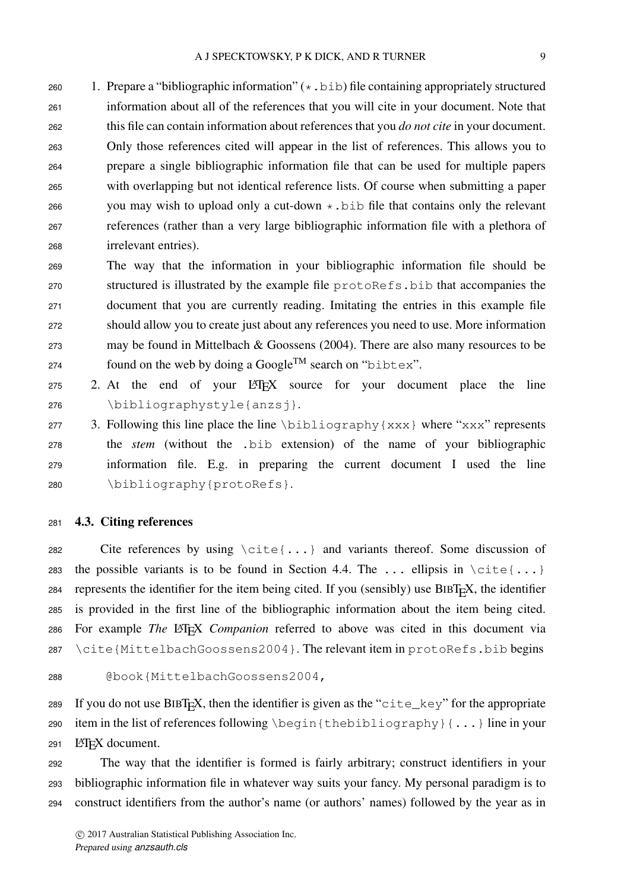1. Prepare a "bibliographic information" (`*.bib`) file containing appropriately structured information about all of the references that you will cite in your document. Note that this file can contain information about references that you *do not cite* in your document. Only those references cited will appear in the list of references. This allows you to prepare a single bibliographic information file that can be used for multiple papers with overlapping but not identical reference lists. Of course when submitting a paper you may wish to upload only a cut-down `*.bib` file that contains only the relevant references (rather than a very large bibliographic information file with a plethora of irrelevant entries).

   The way that the information in your bibliographic information file should be structured is illustrated by the example file `protoRefs.bib` that accompanies the document that you are currently reading. Imitating the entries in this example file should allow you to create just about any references you need to use. More information may be found in Mittelbach & Goossens (2004). There are also many resources to be found on the web by doing a Google™ search on "`bibtex`".

2. At the end of your LaTeX source for your document place the line `\bibliographystyle{anzsj}`.

3. Following this line place the line `\bibliography{xxx}` where "`xxx`" represents the *stem* (without the `.bib` extension) of the name of your bibliographic information file. E.g. in preparing the current document I used the line `\bibliography{protoRefs}`.

### 4.3. Citing references

Cite references by using `\cite{...}` and variants thereof. Some discussion of the possible variants is to be found in Section 4.4. The `...` ellipsis in `\cite{...}` represents the identifier for the item being cited. If you (sensibly) use BibTeX, the identifier is provided in the first line of the bibliographic information about the item being cited. For example *The* LaTeX *Companion* referred to above was cited in this document via `\cite{MittelbachGoossens2004}`. The relevant item in `protoRefs.bib` begins

```
@book{MittelbachGoossens2004,
```

If you do not use BibTeX, then the identifier is given as the "`cite_key`" for the appropriate item in the list of references following `\begin{thebibliography}{...}` line in your LaTeX document.

The way that the identifier is formed is fairly arbitrary; construct identifiers in your bibliographic information file in whatever way suits your fancy. My personal paradigm is to construct identifiers from the author's name (or authors' names) followed by the year as in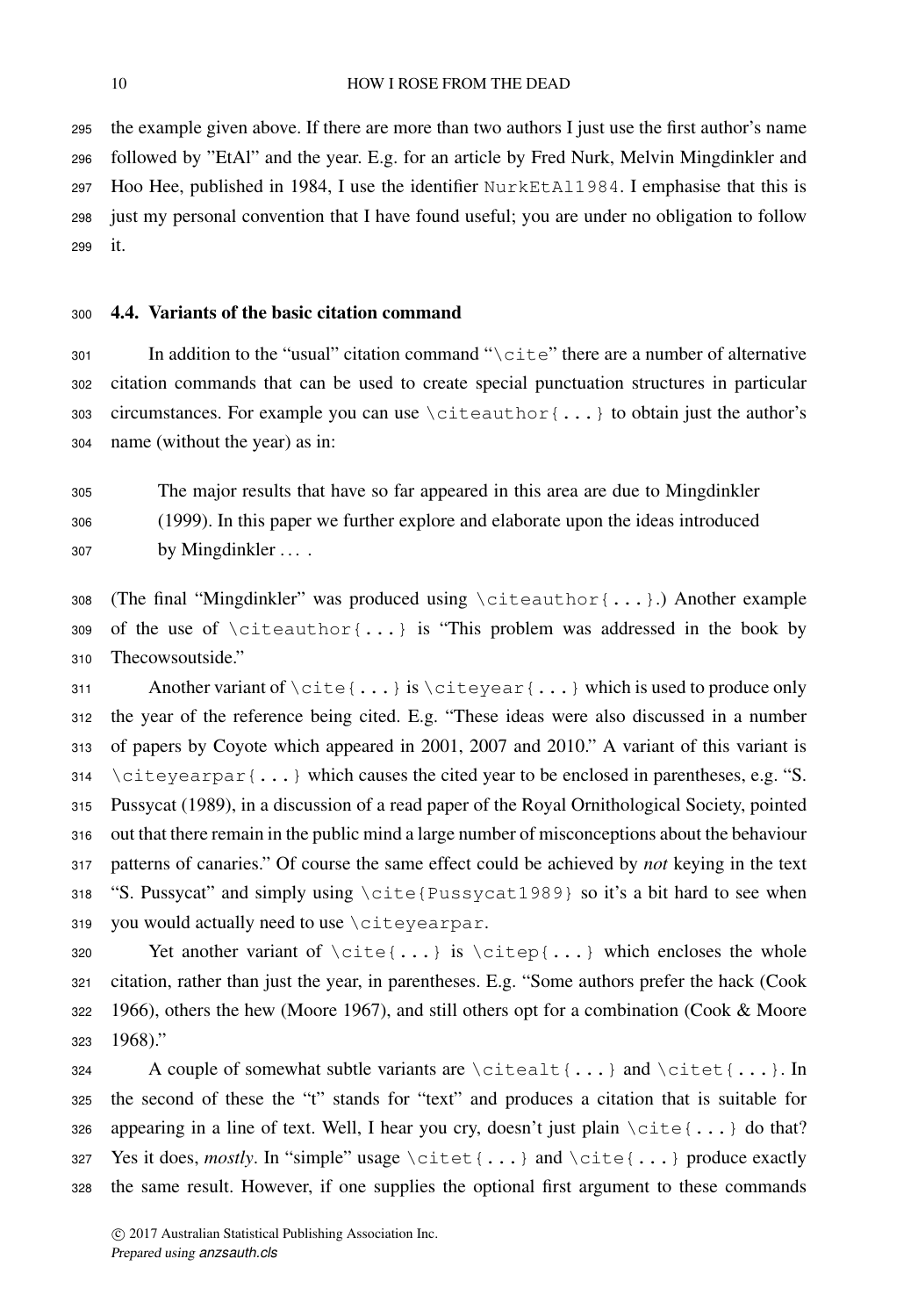the example given above. If there are more than two authors I just use the first author's name followed by "EtAl" and the year. E.g. for an article by Fred Nurk, Melvin Mingdinkler and Hoo Hee, published in 1984, I use the identifier `NurkEtAl1984`. I emphasise that this is just my personal convention that I have found useful; you are under no obligation to follow it.

### 4.4. Variants of the basic citation command

In addition to the "usual" citation command "`\cite`" there are a number of alternative citation commands that can be used to create special punctuation structures in particular circumstances. For example you can use `\citeauthor{...}` to obtain just the author's name (without the year) as in:

> The major results that have so far appeared in this area are due to Mingdinkler (1999). In this paper we further explore and elaborate upon the ideas introduced by Mingdinkler . . . .

(The final "Mingdinkler" was produced using `\citeauthor{...}`.) Another example of the use of `\citeauthor{...}` is "This problem was addressed in the book by Thecowsoutside."

Another variant of `\cite{...}` is `\citeyear{...}` which is used to produce only the year of the reference being cited. E.g. "These ideas were also discussed in a number of papers by Coyote which appeared in 2001, 2007 and 2010." A variant of this variant is `\citeyearpar{...}` which causes the cited year to be enclosed in parentheses, e.g. "S. Pussycat (1989), in a discussion of a read paper of the Royal Ornithological Society, pointed out that there remain in the public mind a large number of misconceptions about the behaviour patterns of canaries." Of course the same effect could be achieved by *not* keying in the text "S. Pussycat" and simply using `\cite{Pussycat1989}` so it's a bit hard to see when you would actually need to use `\citeyearpar`.

Yet another variant of `\cite{...}` is `\citep{...}` which encloses the whole citation, rather than just the year, in parentheses. E.g. "Some authors prefer the hack (Cook 1966), others the hew (Moore 1967), and still others opt for a combination (Cook & Moore 1968)."

A couple of somewhat subtle variants are `\citealt{...}` and `\citet{...}`. In the second of these the "t" stands for "text" and produces a citation that is suitable for appearing in a line of text. Well, I hear you cry, doesn't just plain `\cite{...}` do that? Yes it does, *mostly*. In "simple" usage `\citet{...}` and `\cite{...}` produce exactly the same result. However, if one supplies the optional first argument to these commands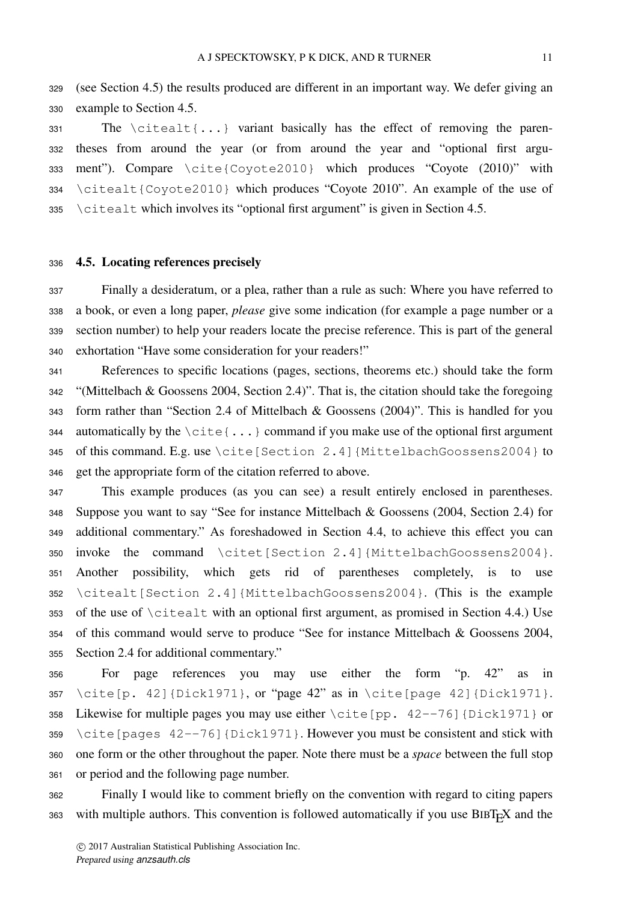(see Section 4.5) the results produced are different in an important way. We defer giving an example to Section 4.5.

The `\citealt{...}` variant basically has the effect of removing the parentheses from around the year (or from around the year and "optional first argument"). Compare `\cite{Coyote2010}` which produces "Coyote (2010)" with `\citealt{Coyote2010}` which produces "Coyote 2010". An example of the use of `\citealt` which involves its "optional first argument" is given in Section 4.5.

## 4.5. Locating references precisely

Finally a desideratum, or a plea, rather than a rule as such: Where you have referred to a book, or even a long paper, *please* give some indication (for example a page number or a section number) to help your readers locate the precise reference. This is part of the general exhortation "Have some consideration for your readers!"

References to specific locations (pages, sections, theorems etc.) should take the form "(Mittelbach & Goossens 2004, Section 2.4)". That is, the citation should take the foregoing form rather than "Section 2.4 of Mittelbach & Goossens (2004)". This is handled for you automatically by the `\cite{...}` command if you make use of the optional first argument of this command. E.g. use `\cite[Section 2.4]{MittelbachGoossens2004}` to get the appropriate form of the citation referred to above.

This example produces (as you can see) a result entirely enclosed in parentheses. Suppose you want to say "See for instance Mittelbach & Goossens (2004, Section 2.4) for additional commentary." As foreshadowed in Section 4.4, to achieve this effect you can invoke the command `\citet[Section 2.4]{MittelbachGoossens2004}`. Another possibility, which gets rid of parentheses completely, is to use `\citealt[Section 2.4]{MittelbachGoossens2004}`. (This is the example of the use of `\citealt` with an optional first argument, as promised in Section 4.4.) Use of this command would serve to produce "See for instance Mittelbach & Goossens 2004, Section 2.4 for additional commentary."

For page references you may use either the form "p. 42" as in `\cite[p. 42]{Dick1971}`, or "page 42" as in `\cite[page 42]{Dick1971}`. Likewise for multiple pages you may use either `\cite[pp. 42--76]{Dick1971}` or `\cite[pages 42--76]{Dick1971}`. However you must be consistent and stick with one form or the other throughout the paper. Note there must be a *space* between the full stop or period and the following page number.

Finally I would like to comment briefly on the convention with regard to citing papers with multiple authors. This convention is followed automatically if you use BibTeX and the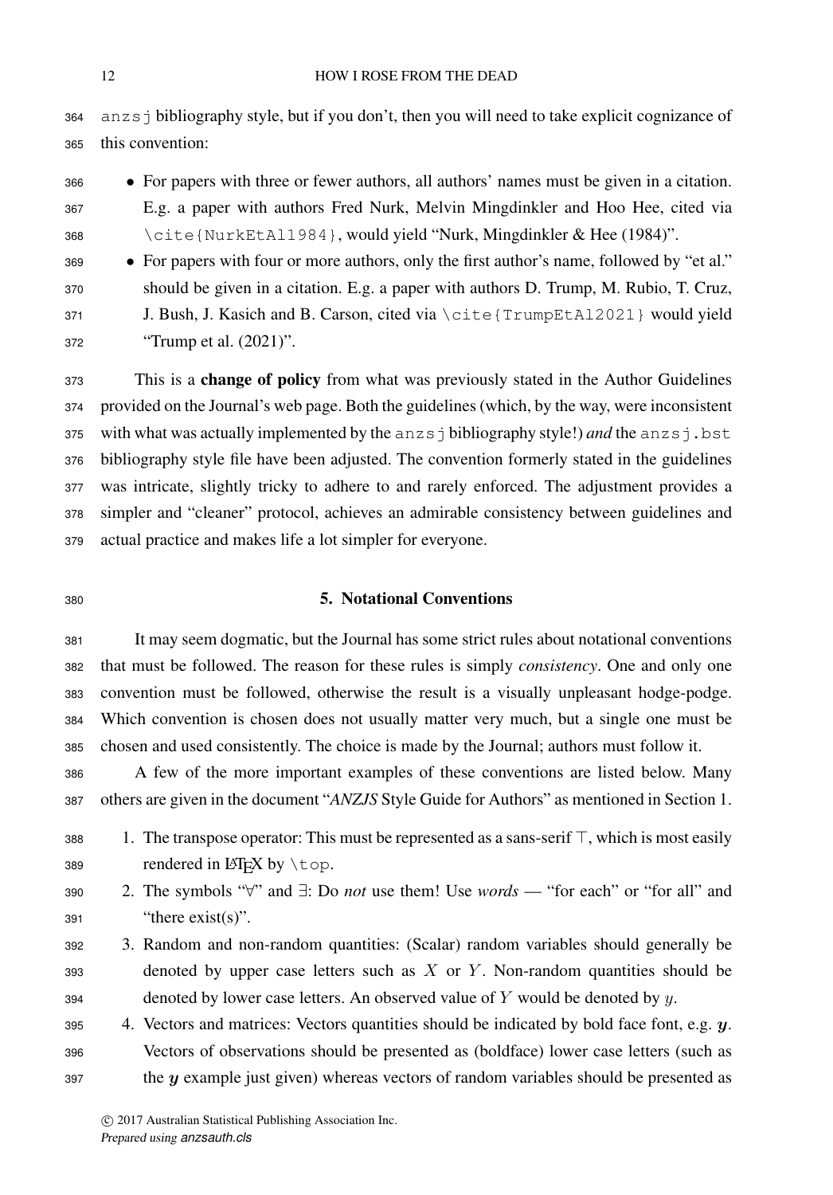`anzsj` bibliography style, but if you don't, then you will need to take explicit cognizance of this convention:

- For papers with three or fewer authors, all authors' names must be given in a citation. E.g. a paper with authors Fred Nurk, Melvin Mingdinkler and Hoo Hee, cited via `\cite{NurkEtAl1984}`, would yield "Nurk, Mingdinkler & Hee (1984)".
- For papers with four or more authors, only the first author's name, followed by "et al." should be given in a citation. E.g. a paper with authors D. Trump, M. Rubio, T. Cruz, J. Bush, J. Kasich and B. Carson, cited via `\cite{TrumpEtAl2021}` would yield "Trump et al. (2021)".

This is a **change of policy** from what was previously stated in the Author Guidelines provided on the Journal's web page. Both the guidelines (which, by the way, were inconsistent with what was actually implemented by the `anzsj` bibliography style!) *and* the `anzsj.bst` bibliography style file have been adjusted. The convention formerly stated in the guidelines was intricate, slightly tricky to adhere to and rarely enforced. The adjustment provides a simpler and "cleaner" protocol, achieves an admirable consistency between guidelines and actual practice and makes life a lot simpler for everyone.

## 5. Notational Conventions

It may seem dogmatic, but the Journal has some strict rules about notational conventions that must be followed. The reason for these rules is simply *consistency*. One and only one convention must be followed, otherwise the result is a visually unpleasant hodge-podge. Which convention is chosen does not usually matter very much, but a single one must be chosen and used consistently. The choice is made by the Journal; authors must follow it.

A few of the more important examples of these conventions are listed below. Many others are given in the document "*ANZJS* Style Guide for Authors" as mentioned in Section 1.

1. The transpose operator: This must be represented as a sans-serif $\top$, which is most easily rendered in LaTeX by `\top`.
2. The symbols "$\forall$" and $\exists$: Do *not* use them! Use *words* — "for each" or "for all" and "there exist(s)".
3. Random and non-random quantities: (Scalar) random variables should generally be denoted by upper case letters such as $X$ or $Y$. Non-random quantities should be denoted by lower case letters. An observed value of $Y$ would be denoted by $y$.
4. Vectors and matrices: Vectors quantities should be indicated by bold face font, e.g. $\boldsymbol{y}$. Vectors of observations should be presented as (boldface) lower case letters (such as the $\boldsymbol{y}$ example just given) whereas vectors of random variables should be presented as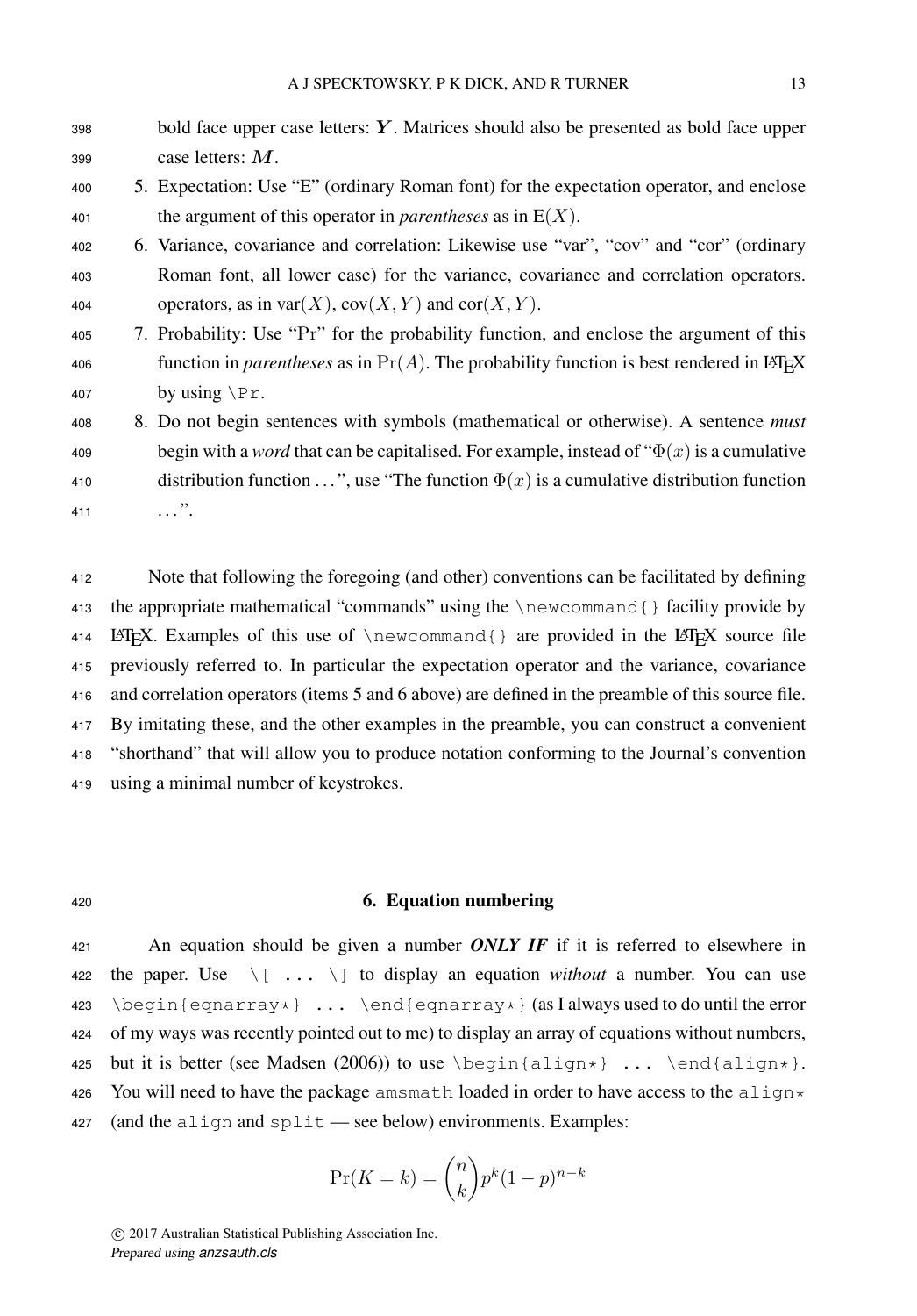bold face upper case letters: $\boldsymbol{Y}$. Matrices should also be presented as bold face upper case letters: $\boldsymbol{M}$.

5. Expectation: Use “E” (ordinary Roman font) for the expectation operator, and enclose the argument of this operator in *parentheses* as in $\mathrm{E}(X)$.
6. Variance, covariance and correlation: Likewise use “var”, “cov” and “cor” (ordinary Roman font, all lower case) for the variance, covariance and correlation operators. operators, as in $\mathrm{var}(X)$, $\mathrm{cov}(X, Y)$ and $\mathrm{cor}(X, Y)$.
7. Probability: Use “Pr” for the probability function, and enclose the argument of this function in *parentheses* as in $\Pr(A)$. The probability function is best rendered in LaTeX by using `\Pr`.
8. Do not begin sentences with symbols (mathematical or otherwise). A sentence *must* begin with a *word* that can be capitalised. For example, instead of “$\Phi(x)$ is a cumulative distribution function . . . ”, use “The function $\Phi(x)$ is a cumulative distribution function . . . ”.

Note that following the foregoing (and other) conventions can be facilitated by defining the appropriate mathematical “commands” using the `\newcommand{}` facility provide by LaTeX. Examples of this use of `\newcommand{}` are provided in the LaTeX source file previously referred to. In particular the expectation operator and the variance, covariance and correlation operators (items 5 and 6 above) are defined in the preamble of this source file. By imitating these, and the other examples in the preamble, you can construct a convenient “shorthand” that will allow you to produce notation conforming to the Journal’s convention using a minimal number of keystrokes.

## 6. Equation numbering

An equation should be given a number ***ONLY IF*** if it is referred to elsewhere in the paper. Use `\[ ... \]` to display an equation *without* a number. You can use `\begin{eqnarray*} ... \end{eqnarray*}` (as I always used to do until the error of my ways was recently pointed out to me) to display an array of equations without numbers, but it is better (see Madsen (2006)) to use `\begin{align*} ... \end{align*}`. You will need to have the package `amsmath` loaded in order to have access to the `align*` (and the `align` and `split` — see below) environments. Examples:

$$\Pr(K = k) = \binom{n}{k} p^k (1-p)^{n-k}$$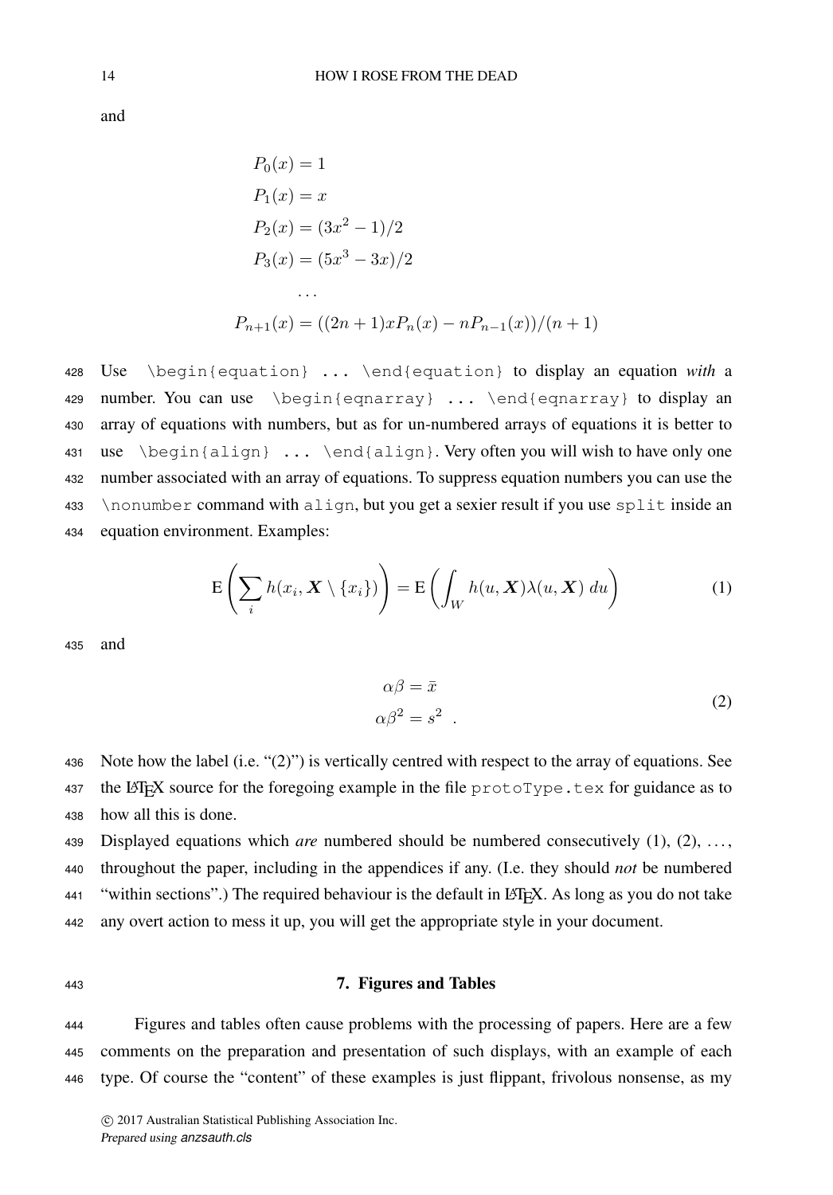and

$$
\begin{aligned}
P_0(x) &= 1 \\
P_1(x) &= x \\
P_2(x) &= (3x^2 - 1)/2 \\
P_3(x) &= (5x^3 - 3x)/2 \\
&\dots \\
P_{n+1}(x) &= ((2n+1)xP_n(x) - nP_{n-1}(x))/(n+1)
\end{aligned}
$$

Use `\begin{equation} ... \end{equation}` to display an equation *with* a number. You can use `\begin{eqnarray} ... \end{eqnarray}` to display an array of equations with numbers, but as for un-numbered arrays of equations it is better to use `\begin{align} ... \end{align}`. Very often you will wish to have only one number associated with an array of equations. To suppress equation numbers you can use the `\nonumber` command with `align`, but you get a sexier result if you use `split` inside an equation environment. Examples:

$$
\mathrm{E}\left(\sum_i h(x_i, \boldsymbol{X} \setminus \{x_i\})\right) = \mathrm{E}\left(\int_W h(u, \boldsymbol{X})\lambda(u, \boldsymbol{X})\, du\right) \tag{1}
$$

and

$$
\begin{split}
\alpha\beta &= \bar{x} \\
\alpha\beta^2 &= s^2 \quad .
\end{split} \tag{2}
$$

Note how the label (i.e. "(2)") is vertically centred with respect to the array of equations. See the LaTeX source for the foregoing example in the file `protoType.tex` for guidance as to how all this is done.

Displayed equations which *are* numbered should be numbered consecutively (1), (2), ..., throughout the paper, including in the appendices if any. (I.e. they should *not* be numbered "within sections".) The required behaviour is the default in LaTeX. As long as you do not take any overt action to mess it up, you will get the appropriate style in your document.

## 7. Figures and Tables

Figures and tables often cause problems with the processing of papers. Here are a few comments on the preparation and presentation of such displays, with an example of each type. Of course the "content" of these examples is just flippant, frivolous nonsense, as my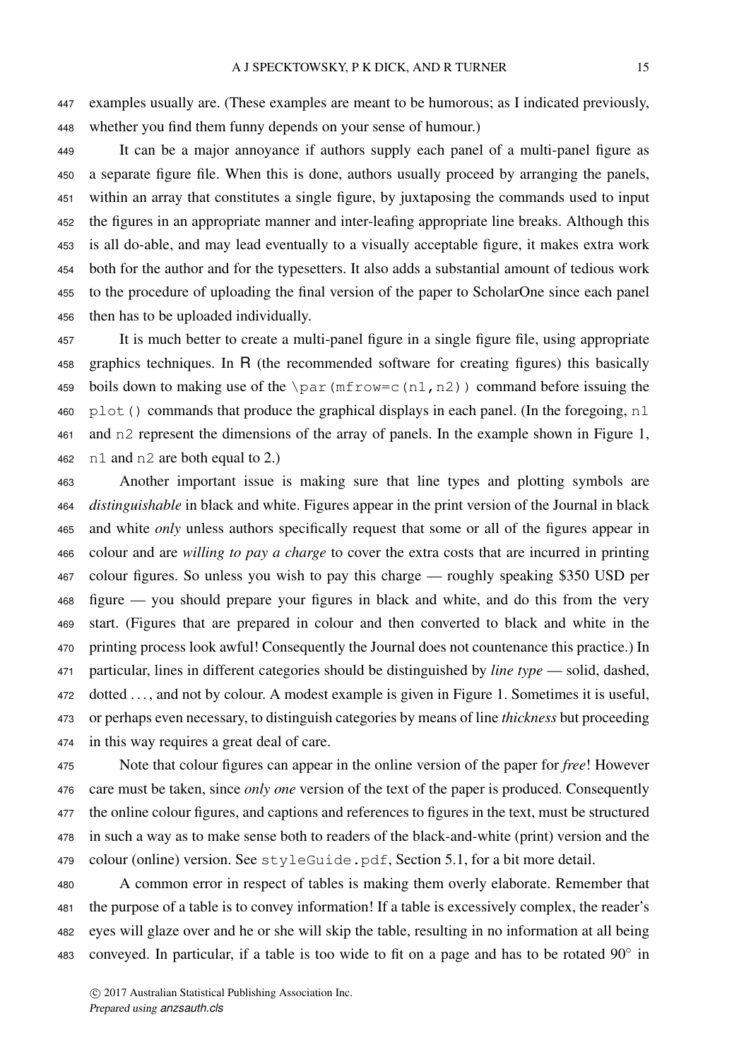examples usually are. (These examples are meant to be humorous; as I indicated previously, whether you find them funny depends on your sense of humour.)

It can be a major annoyance if authors supply each panel of a multi-panel figure as a separate figure file. When this is done, authors usually proceed by arranging the panels, within an array that constitutes a single figure, by juxtaposing the commands used to input the figures in an appropriate manner and inter-leafing appropriate line breaks. Although this is all do-able, and may lead eventually to a visually acceptable figure, it makes extra work both for the author and for the typesetters. It also adds a substantial amount of tedious work to the procedure of uploading the final version of the paper to ScholarOne since each panel then has to be uploaded individually.

It is much better to create a multi-panel figure in a single figure file, using appropriate graphics techniques. In R (the recommended software for creating figures) this basically boils down to making use of the `\par(mfrow=c(n1,n2))` command before issuing the `plot()` commands that produce the graphical displays in each panel. (In the foregoing, `n1` and `n2` represent the dimensions of the array of panels. In the example shown in Figure 1, `n1` and `n2` are both equal to 2.)

Another important issue is making sure that line types and plotting symbols are *distinguishable* in black and white. Figures appear in the print version of the Journal in black and white *only* unless authors specifically request that some or all of the figures appear in colour and are *willing to pay a charge* to cover the extra costs that are incurred in printing colour figures. So unless you wish to pay this charge — roughly speaking $350 USD per figure — you should prepare your figures in black and white, and do this from the very start. (Figures that are prepared in colour and then converted to black and white in the printing process look awful! Consequently the Journal does not countenance this practice.) In particular, lines in different categories should be distinguished by *line type* — solid, dashed, dotted . . . , and not by colour. A modest example is given in Figure 1. Sometimes it is useful, or perhaps even necessary, to distinguish categories by means of line *thickness* but proceeding in this way requires a great deal of care.

Note that colour figures can appear in the online version of the paper for *free*! However care must be taken, since *only one* version of the text of the paper is produced. Consequently the online colour figures, and captions and references to figures in the text, must be structured in such a way as to make sense both to readers of the black-and-white (print) version and the colour (online) version. See `styleGuide.pdf`, Section 5.1, for a bit more detail.

A common error in respect of tables is making them overly elaborate. Remember that the purpose of a table is to convey information! If a table is excessively complex, the reader's eyes will glaze over and he or she will skip the table, resulting in no information at all being conveyed. In particular, if a table is too wide to fit on a page and has to be rotated 90° in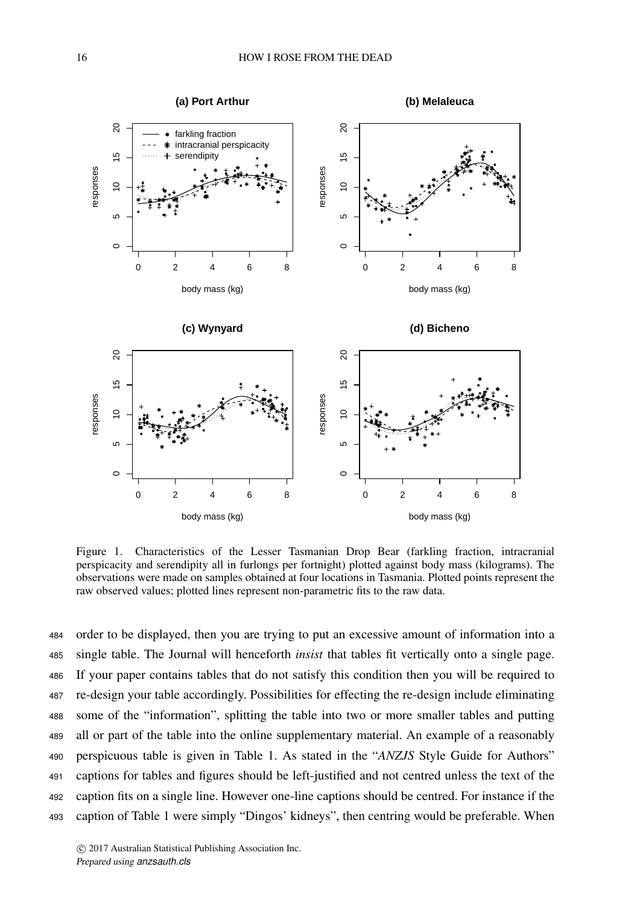Figure 1. Characteristics of the Lesser Tasmanian Drop Bear (farkling fraction, intracranial perspicacity and serendipity all in furlongs per fortnight) plotted against body mass (kilograms). The observations were made on samples obtained at four locations in Tasmania. Plotted points represent the raw observed values; plotted lines represent non-parametric fits to the raw data.

order to be displayed, then you are trying to put an excessive amount of information into a single table. The Journal will henceforth *insist* that tables fit vertically onto a single page. If your paper contains tables that do not satisfy this condition then you will be required to re-design your table accordingly. Possibilities for effecting the re-design include eliminating some of the "information", splitting the table into two or more smaller tables and putting all or part of the table into the online supplementary material. An example of a reasonably perspicuous table is given in Table 1. As stated in the "*ANZJS* Style Guide for Authors" captions for tables and figures should be left-justified and not centred unless the text of the caption fits on a single line. However one-line captions should be centred. For instance if the caption of Table 1 were simply "Dingos' kidneys", then centring would be preferable. When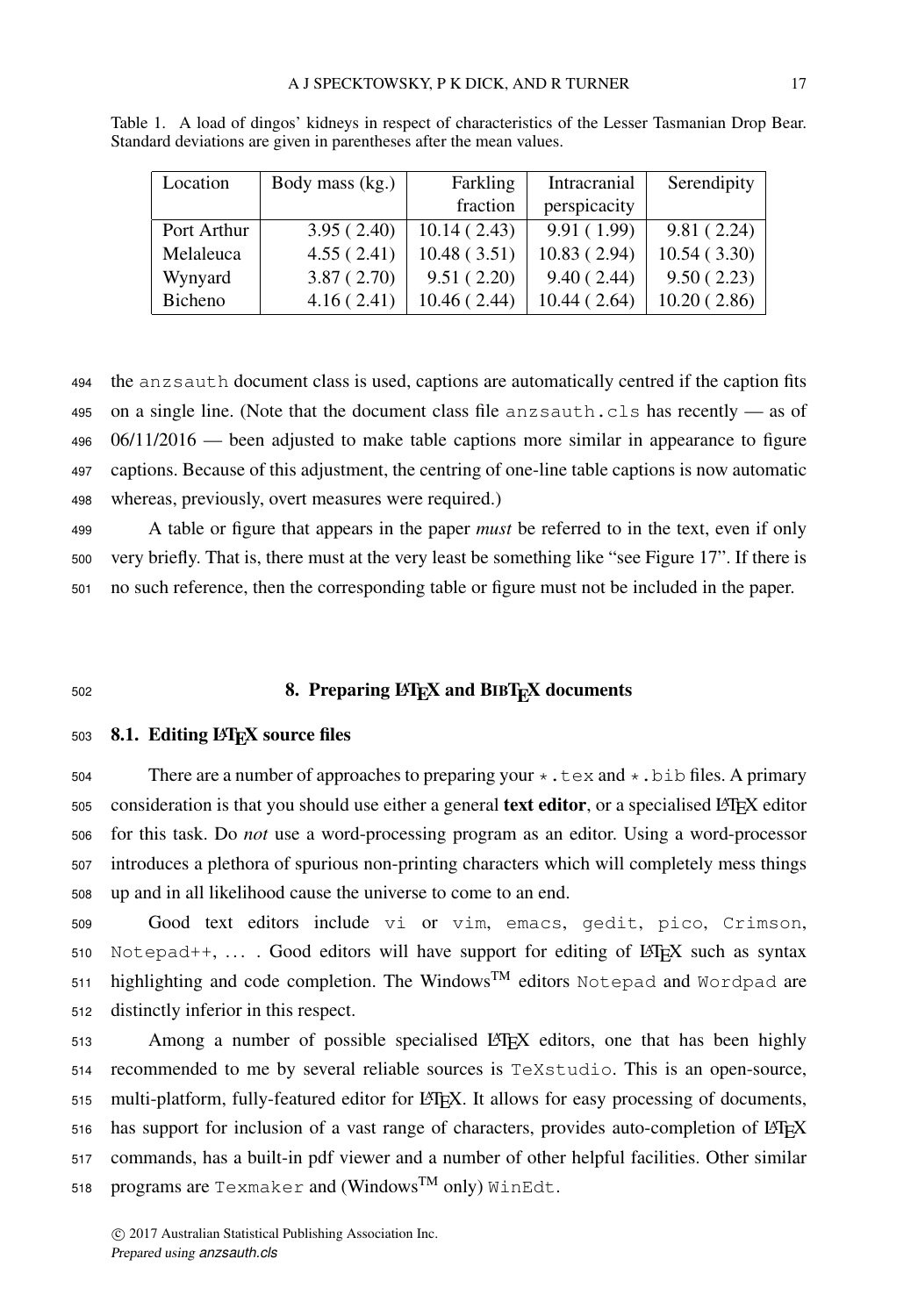Table 1. A load of dingos' kidneys in respect of characteristics of the Lesser Tasmanian Drop Bear. Standard deviations are given in parentheses after the mean values.

| Location | Body mass (kg.) | Farkling fraction | Intracranial perspicacity | Serendipity |
|---|---|---|---|---|
| Port Arthur | 3.95 ( 2.40) | 10.14 ( 2.43) | 9.91 ( 1.99) | 9.81 ( 2.24) |
| Melaleuca | 4.55 ( 2.41) | 10.48 ( 3.51) | 10.83 ( 2.94) | 10.54 ( 3.30) |
| Wynyard | 3.87 ( 2.70) | 9.51 ( 2.20) | 9.40 ( 2.44) | 9.50 ( 2.23) |
| Bicheno | 4.16 ( 2.41) | 10.46 ( 2.44) | 10.44 ( 2.64) | 10.20 ( 2.86) |

the anzsauth document class is used, captions are automatically centred if the caption fits on a single line. (Note that the document class file anzsauth.cls has recently — as of 06/11/2016 — been adjusted to make table captions more similar in appearance to figure captions. Because of this adjustment, the centring of one-line table captions is now automatic whereas, previously, overt measures were required.)

A table or figure that appears in the paper *must* be referred to in the text, even if only very briefly. That is, there must at the very least be something like "see Figure 17". If there is no such reference, then the corresponding table or figure must not be included in the paper.

## 8. Preparing LaTeX and BibTeX documents

### 8.1. Editing LaTeX source files

There are a number of approaches to preparing your `*.tex` and `*.bib` files. A primary consideration is that you should use either a general **text editor**, or a specialised LaTeX editor for this task. Do *not* use a word-processing program as an editor. Using a word-processor introduces a plethora of spurious non-printing characters which will completely mess things up and in all likelihood cause the universe to come to an end.

Good text editors include `vi` or `vim`, `emacs`, `gedit`, `pico`, `Crimson`, `Notepad++`, ... . Good editors will have support for editing of LaTeX such as syntax highlighting and code completion. The Windows™ editors `Notepad` and `Wordpad` are distinctly inferior in this respect.

Among a number of possible specialised LaTeX editors, one that has been highly recommended to me by several reliable sources is `TeXstudio`. This is an open-source, multi-platform, fully-featured editor for LaTeX. It allows for easy processing of documents, has support for inclusion of a vast range of characters, provides auto-completion of LaTeX commands, has a built-in pdf viewer and a number of other helpful facilities. Other similar programs are `Texmaker` and (Windows™ only) `WinEdt`.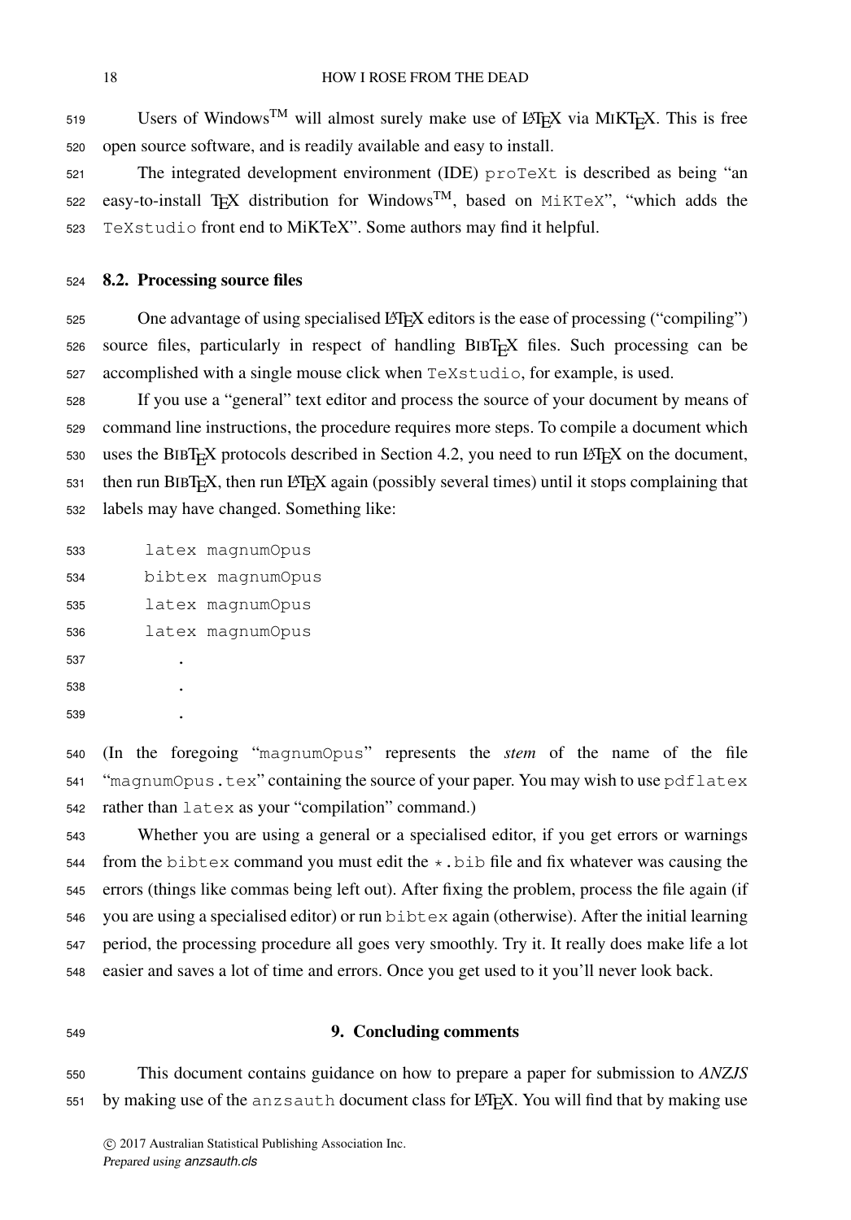Users of Windows™ will almost surely make use of LaTeX via MiKTeX. This is free open source software, and is readily available and easy to install.

The integrated development environment (IDE) `proTeXt` is described as being "an easy-to-install TeX distribution for Windows™, based on `MiKTeX`", "which adds the `TeXstudio` front end to MiKTeX". Some authors may find it helpful.

### 8.2. Processing source files

One advantage of using specialised LaTeX editors is the ease of processing ("compiling") source files, particularly in respect of handling BibTeX files. Such processing can be accomplished with a single mouse click when `TeXstudio`, for example, is used.

If you use a "general" text editor and process the source of your document by means of command line instructions, the procedure requires more steps. To compile a document which uses the BibTeX protocols described in Section 4.2, you need to run LaTeX on the document, then run BibTeX, then run LaTeX again (possibly several times) until it stops complaining that labels may have changed. Something like:

```
latex magnumOpus
bibtex magnumOpus
latex magnumOpus
latex magnumOpus
    .
    .
    .
```

(In the foregoing "`magnumOpus`" represents the *stem* of the name of the file "`magnumOpus.tex`" containing the source of your paper. You may wish to use `pdflatex` rather than `latex` as your "compilation" command.)

Whether you are using a general or a specialised editor, if you get errors or warnings from the `bibtex` command you must edit the `*.bib` file and fix whatever was causing the errors (things like commas being left out). After fixing the problem, process the file again (if you are using a specialised editor) or run `bibtex` again (otherwise). After the initial learning period, the processing procedure all goes very smoothly. Try it. It really does make life a lot easier and saves a lot of time and errors. Once you get used to it you'll never look back.

## 9. Concluding comments

This document contains guidance on how to prepare a paper for submission to *ANZJS* by making use of the `anzsauth` document class for LaTeX. You will find that by making use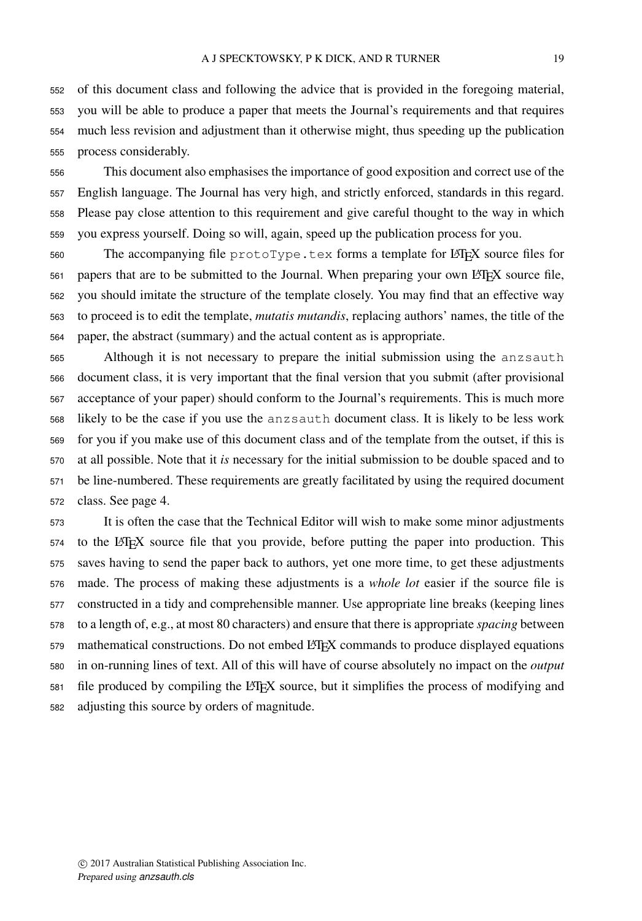of this document class and following the advice that is provided in the foregoing material, you will be able to produce a paper that meets the Journal's requirements and that requires much less revision and adjustment than it otherwise might, thus speeding up the publication process considerably.

This document also emphasises the importance of good exposition and correct use of the English language. The Journal has very high, and strictly enforced, standards in this regard. Please pay close attention to this requirement and give careful thought to the way in which you express yourself. Doing so will, again, speed up the publication process for you.

The accompanying file `protoType.tex` forms a template for LaTeX source files for papers that are to be submitted to the Journal. When preparing your own LaTeX source file, you should imitate the structure of the template closely. You may find that an effective way to proceed is to edit the template, *mutatis mutandis*, replacing authors' names, the title of the paper, the abstract (summary) and the actual content as is appropriate.

Although it is not necessary to prepare the initial submission using the `anzsauth` document class, it is very important that the final version that you submit (after provisional acceptance of your paper) should conform to the Journal's requirements. This is much more likely to be the case if you use the `anzsauth` document class. It is likely to be less work for you if you make use of this document class and of the template from the outset, if this is at all possible. Note that it *is* necessary for the initial submission to be double spaced and to be line-numbered. These requirements are greatly facilitated by using the required document class. See page 4.

It is often the case that the Technical Editor will wish to make some minor adjustments to the LaTeX source file that you provide, before putting the paper into production. This saves having to send the paper back to authors, yet one more time, to get these adjustments made. The process of making these adjustments is a *whole lot* easier if the source file is constructed in a tidy and comprehensible manner. Use appropriate line breaks (keeping lines to a length of, e.g., at most 80 characters) and ensure that there is appropriate *spacing* between mathematical constructions. Do not embed LaTeX commands to produce displayed equations in on-running lines of text. All of this will have of course absolutely no impact on the *output* file produced by compiling the LaTeX source, but it simplifies the process of modifying and adjusting this source by orders of magnitude.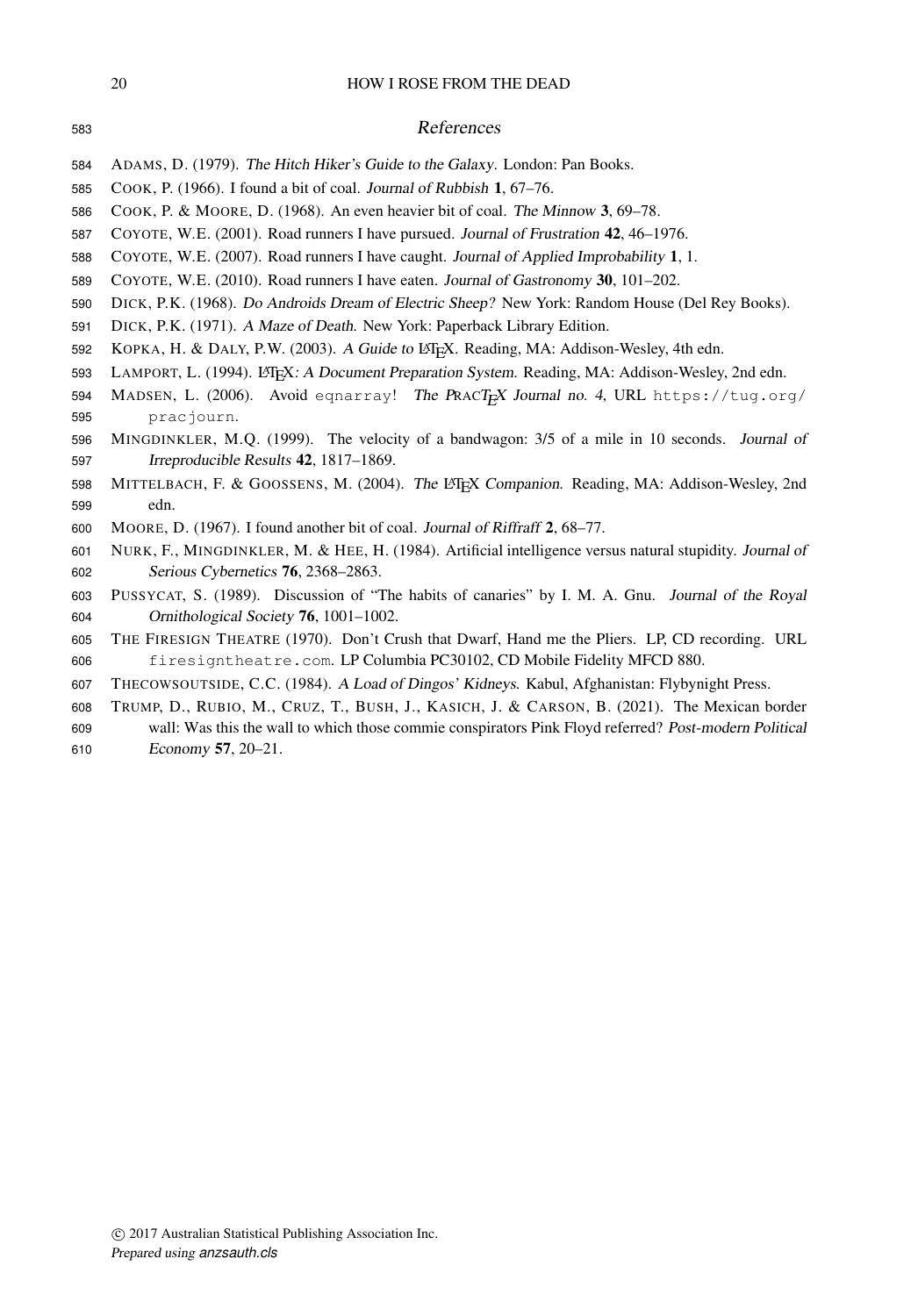## References

ADAMS, D. (1979). *The Hitch Hiker's Guide to the Galaxy*. London: Pan Books.

COOK, P. (1966). I found a bit of coal. *Journal of Rubbish* **1**, 67–76.

COOK, P. & MOORE, D. (1968). An even heavier bit of coal. *The Minnow* **3**, 69–78.

COYOTE, W.E. (2001). Road runners I have pursued. *Journal of Frustration* **42**, 46–1976.

COYOTE, W.E. (2007). Road runners I have caught. *Journal of Applied Improbability* **1**, 1.

COYOTE, W.E. (2010). Road runners I have eaten. *Journal of Gastronomy* **30**, 101–202.

DICK, P.K. (1968). *Do Androids Dream of Electric Sheep?* New York: Random House (Del Rey Books).

DICK, P.K. (1971). *A Maze of Death*. New York: Paperback Library Edition.

KOPKA, H. & DALY, P.W. (2003). *A Guide to LaTeX*. Reading, MA: Addison-Wesley, 4th edn.

LAMPORT, L. (1994). *LaTeX: A Document Preparation System*. Reading, MA: Addison-Wesley, 2nd edn.

MADSEN, L. (2006). Avoid `eqnarray`! *The PracTeX Journal no. 4*, URL `https://tug.org/pracjourn`.

MINGDINKLER, M.Q. (1999). The velocity of a bandwagon: 3/5 of a mile in 10 seconds. *Journal of Irreproducible Results* **42**, 1817–1869.

MITTELBACH, F. & GOOSSENS, M. (2004). *The LaTeX Companion*. Reading, MA: Addison-Wesley, 2nd edn.

MOORE, D. (1967). I found another bit of coal. *Journal of Riffraff* **2**, 68–77.

NURK, F., MINGDINKLER, M. & HEE, H. (1984). Artificial intelligence versus natural stupidity. *Journal of Serious Cybernetics* **76**, 2368–2863.

PUSSYCAT, S. (1989). Discussion of "The habits of canaries" by I. M. A. Gnu. *Journal of the Royal Ornithological Society* **76**, 1001–1002.

THE FIRESIGN THEATRE (1970). Don't Crush that Dwarf, Hand me the Pliers. LP, CD recording. URL `firesigntheatre.com`. LP Columbia PC30102, CD Mobile Fidelity MFCD 880.

THECOWSOUTSIDE, C.C. (1984). *A Load of Dingos' Kidneys*. Kabul, Afghanistan: Flybynight Press.

TRUMP, D., RUBIO, M., CRUZ, T., BUSH, J., KASICH, J. & CARSON, B. (2021). The Mexican border wall: Was this the wall to which those commie conspirators Pink Floyd referred? *Post-modern Political Economy* **57**, 20–21.